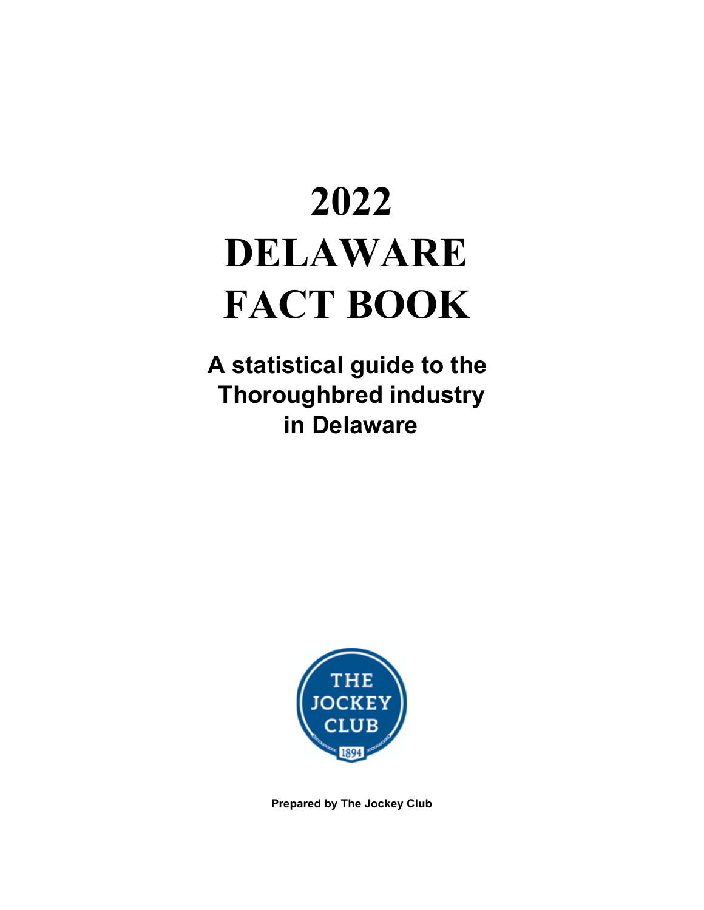# 2022 DELAWARE FACT BOOK

**A statistical guide to the Thoroughbred industry in Delaware**

**Prepared by The Jockey Club**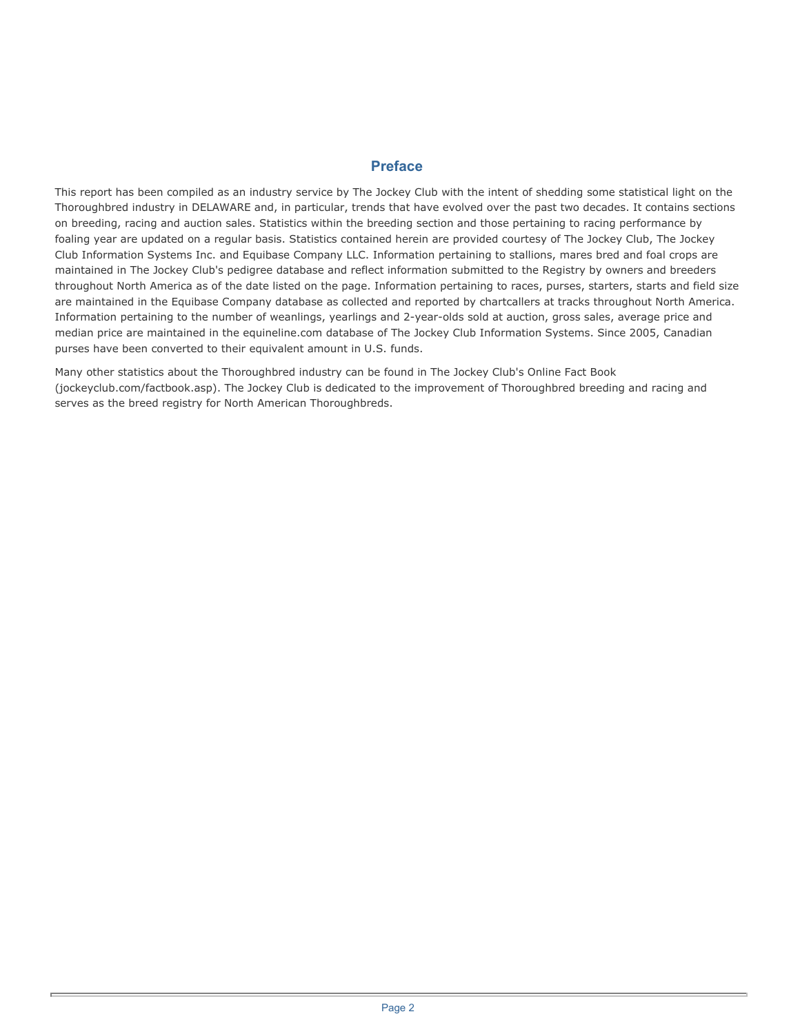## Preface

This report has been compiled as an industry service by The Jockey Club with the intent of shedding some statistical light on the Thoroughbred industry in DELAWARE and, in particular, trends that have evolved over the past two decades. It contains sections on breeding, racing and auction sales. Statistics within the breeding section and those pertaining to racing performance by foaling year are updated on a regular basis. Statistics contained herein are provided courtesy of The Jockey Club, The Jockey Club Information Systems Inc. and Equibase Company LLC. Information pertaining to stallions, mares bred and foal crops are maintained in The Jockey Club's pedigree database and reflect information submitted to the Registry by owners and breeders throughout North America as of the date listed on the page. Information pertaining to races, purses, starters, starts and field size are maintained in the Equibase Company database as collected and reported by chartcallers at tracks throughout North America. Information pertaining to the number of weanlings, yearlings and 2-year-olds sold at auction, gross sales, average price and median price are maintained in the equineline.com database of The Jockey Club Information Systems. Since 2005, Canadian purses have been converted to their equivalent amount in U.S. funds.

Many other statistics about the Thoroughbred industry can be found in The Jockey Club's Online Fact Book (jockeyclub.com/factbook.asp). The Jockey Club is dedicated to the improvement of Thoroughbred breeding and racing and serves as the breed registry for North American Thoroughbreds.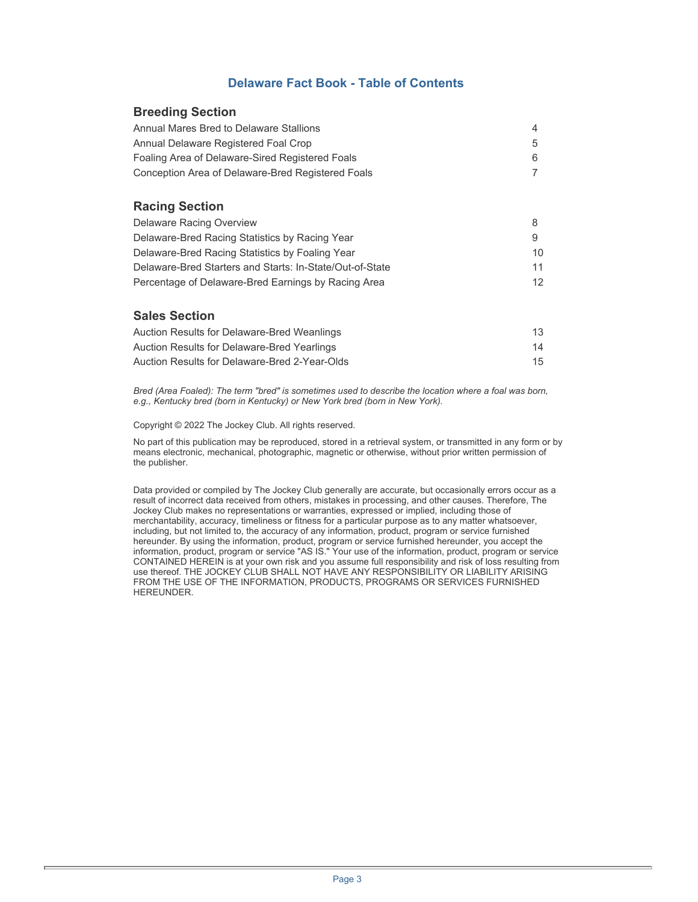# Delaware Fact Book - Table of Contents

## Breeding Section

| | |
|---|---|
| Annual Mares Bred to Delaware Stallions | 4 |
| Annual Delaware Registered Foal Crop | 5 |
| Foaling Area of Delaware-Sired Registered Foals | 6 |
| Conception Area of Delaware-Bred Registered Foals | 7 |

## Racing Section

| | |
|---|---|
| Delaware Racing Overview | 8 |
| Delaware-Bred Racing Statistics by Racing Year | 9 |
| Delaware-Bred Racing Statistics by Foaling Year | 10 |
| Delaware-Bred Starters and Starts: In-State/Out-of-State | 11 |
| Percentage of Delaware-Bred Earnings by Racing Area | 12 |

## Sales Section

| | |
|---|---|
| Auction Results for Delaware-Bred Weanlings | 13 |
| Auction Results for Delaware-Bred Yearlings | 14 |
| Auction Results for Delaware-Bred 2-Year-Olds | 15 |

*Bred (Area Foaled): The term "bred" is sometimes used to describe the location where a foal was born, e.g., Kentucky bred (born in Kentucky) or New York bred (born in New York).*

Copyright © 2022 The Jockey Club. All rights reserved.

No part of this publication may be reproduced, stored in a retrieval system, or transmitted in any form or by means electronic, mechanical, photographic, magnetic or otherwise, without prior written permission of the publisher.

Data provided or compiled by The Jockey Club generally are accurate, but occasionally errors occur as a result of incorrect data received from others, mistakes in processing, and other causes. Therefore, The Jockey Club makes no representations or warranties, expressed or implied, including those of merchantability, accuracy, timeliness or fitness for a particular purpose as to any matter whatsoever, including, but not limited to, the accuracy of any information, product, program or service furnished hereunder. By using the information, product, program or service furnished hereunder, you accept the information, product, program or service "AS IS." Your use of the information, product, program or service CONTAINED HEREIN is at your own risk and you assume full responsibility and risk of loss resulting from use thereof. THE JOCKEY CLUB SHALL NOT HAVE ANY RESPONSIBILITY OR LIABILITY ARISING FROM THE USE OF THE INFORMATION, PRODUCTS, PROGRAMS OR SERVICES FURNISHED HEREUNDER.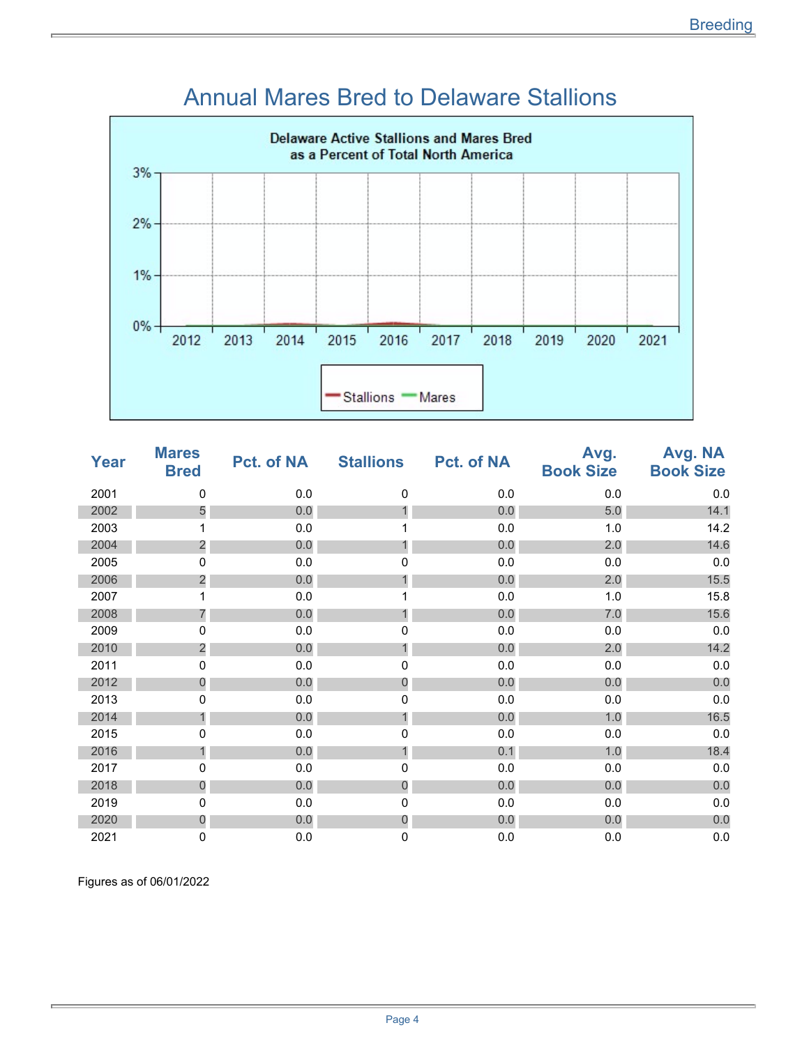# Annual Mares Bred to Delaware Stallions

| Year | Mares Bred | Pct. of NA | Stallions | Pct. of NA | Avg. Book Size | Avg. NA Book Size |
|---|---|---|---|---|---|---|
| 2001 | 0 | 0.0 | 0 | 0.0 | 0.0 | 0.0 |
| 2002 | 5 | 0.0 | 1 | 0.0 | 5.0 | 14.1 |
| 2003 | 1 | 0.0 | 1 | 0.0 | 1.0 | 14.2 |
| 2004 | 2 | 0.0 | 1 | 0.0 | 2.0 | 14.6 |
| 2005 | 0 | 0.0 | 0 | 0.0 | 0.0 | 0.0 |
| 2006 | 2 | 0.0 | 1 | 0.0 | 2.0 | 15.5 |
| 2007 | 1 | 0.0 | 1 | 0.0 | 1.0 | 15.8 |
| 2008 | 7 | 0.0 | 1 | 0.0 | 7.0 | 15.6 |
| 2009 | 0 | 0.0 | 0 | 0.0 | 0.0 | 0.0 |
| 2010 | 2 | 0.0 | 1 | 0.0 | 2.0 | 14.2 |
| 2011 | 0 | 0.0 | 0 | 0.0 | 0.0 | 0.0 |
| 2012 | 0 | 0.0 | 0 | 0.0 | 0.0 | 0.0 |
| 2013 | 0 | 0.0 | 0 | 0.0 | 0.0 | 0.0 |
| 2014 | 1 | 0.0 | 1 | 0.0 | 1.0 | 16.5 |
| 2015 | 0 | 0.0 | 0 | 0.0 | 0.0 | 0.0 |
| 2016 | 1 | 0.0 | 1 | 0.1 | 1.0 | 18.4 |
| 2017 | 0 | 0.0 | 0 | 0.0 | 0.0 | 0.0 |
| 2018 | 0 | 0.0 | 0 | 0.0 | 0.0 | 0.0 |
| 2019 | 0 | 0.0 | 0 | 0.0 | 0.0 | 0.0 |
| 2020 | 0 | 0.0 | 0 | 0.0 | 0.0 | 0.0 |
| 2021 | 0 | 0.0 | 0 | 0.0 | 0.0 | 0.0 |

Figures as of 06/01/2022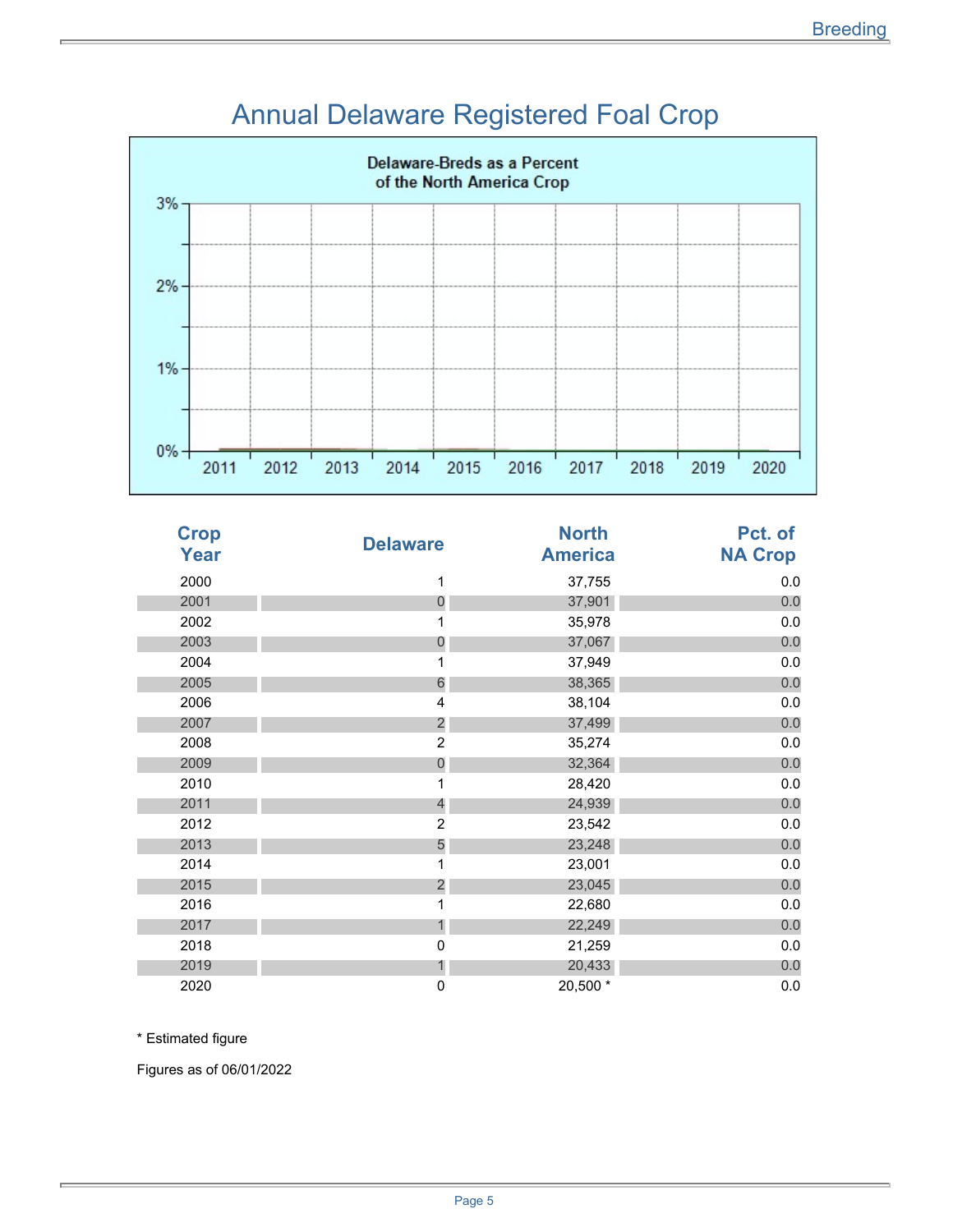# Annual Delaware Registered Foal Crop

Delaware-Breds as a Percent of the North America Crop

| Crop Year | Delaware | North America | Pct. of NA Crop |
|---|---|---|---|
| 2000 | 1 | 37,755 | 0.0 |
| 2001 | 0 | 37,901 | 0.0 |
| 2002 | 1 | 35,978 | 0.0 |
| 2003 | 0 | 37,067 | 0.0 |
| 2004 | 1 | 37,949 | 0.0 |
| 2005 | 6 | 38,365 | 0.0 |
| 2006 | 4 | 38,104 | 0.0 |
| 2007 | 2 | 37,499 | 0.0 |
| 2008 | 2 | 35,274 | 0.0 |
| 2009 | 0 | 32,364 | 0.0 |
| 2010 | 1 | 28,420 | 0.0 |
| 2011 | 4 | 24,939 | 0.0 |
| 2012 | 2 | 23,542 | 0.0 |
| 2013 | 5 | 23,248 | 0.0 |
| 2014 | 1 | 23,001 | 0.0 |
| 2015 | 2 | 23,045 | 0.0 |
| 2016 | 1 | 22,680 | 0.0 |
| 2017 | 1 | 22,249 | 0.0 |
| 2018 | 0 | 21,259 | 0.0 |
| 2019 | 1 | 20,433 | 0.0 |
| 2020 | 0 | 20,500 * | 0.0 |

\* Estimated figure

Figures as of 06/01/2022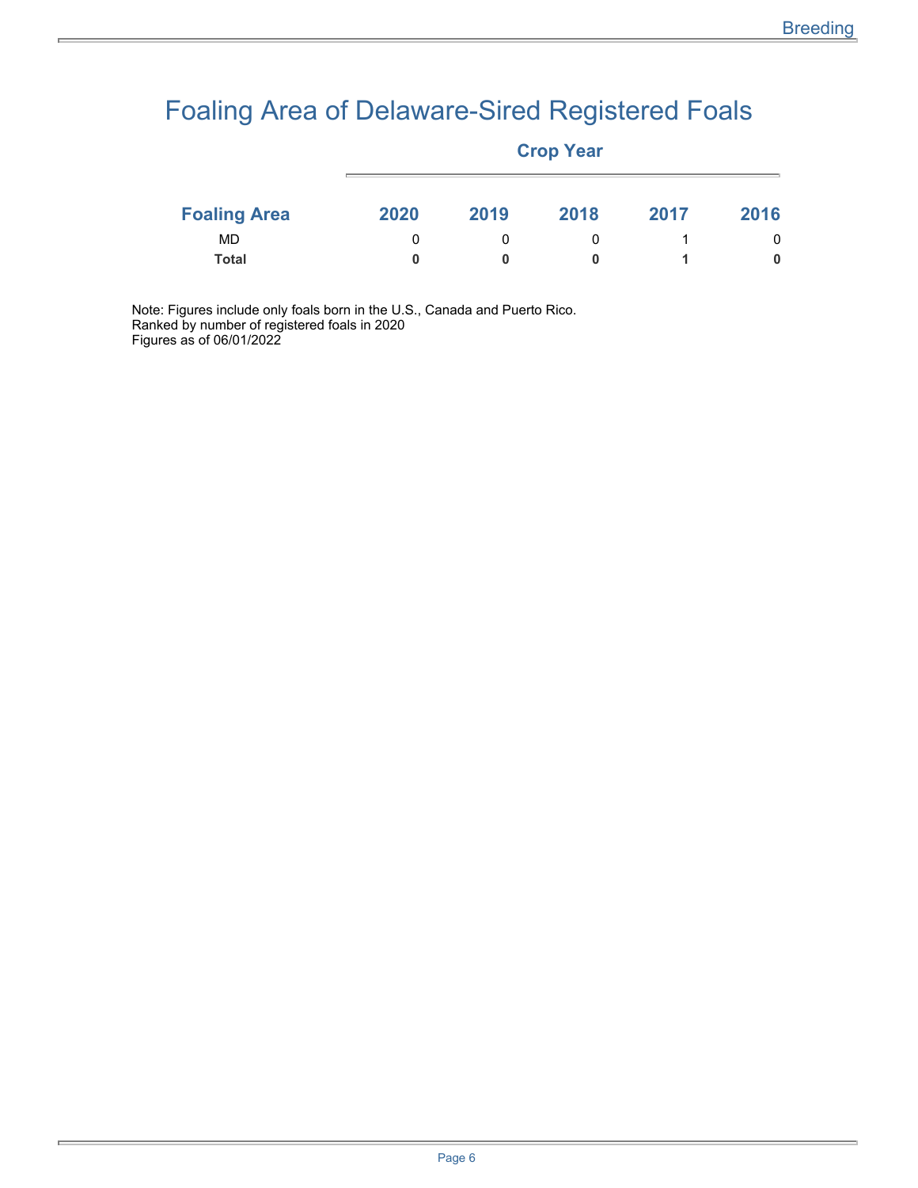# Foaling Area of Delaware-Sired Registered Foals

| | Crop Year | | | | |
|---|---|---|---|---|---|
| **Foaling Area** | **2020** | **2019** | **2018** | **2017** | **2016** |
| MD | 0 | 0 | 0 | 1 | 0 |
| **Total** | **0** | **0** | **0** | **1** | **0** |

Note: Figures include only foals born in the U.S., Canada and Puerto Rico.
Ranked by number of registered foals in 2020
Figures as of 06/01/2022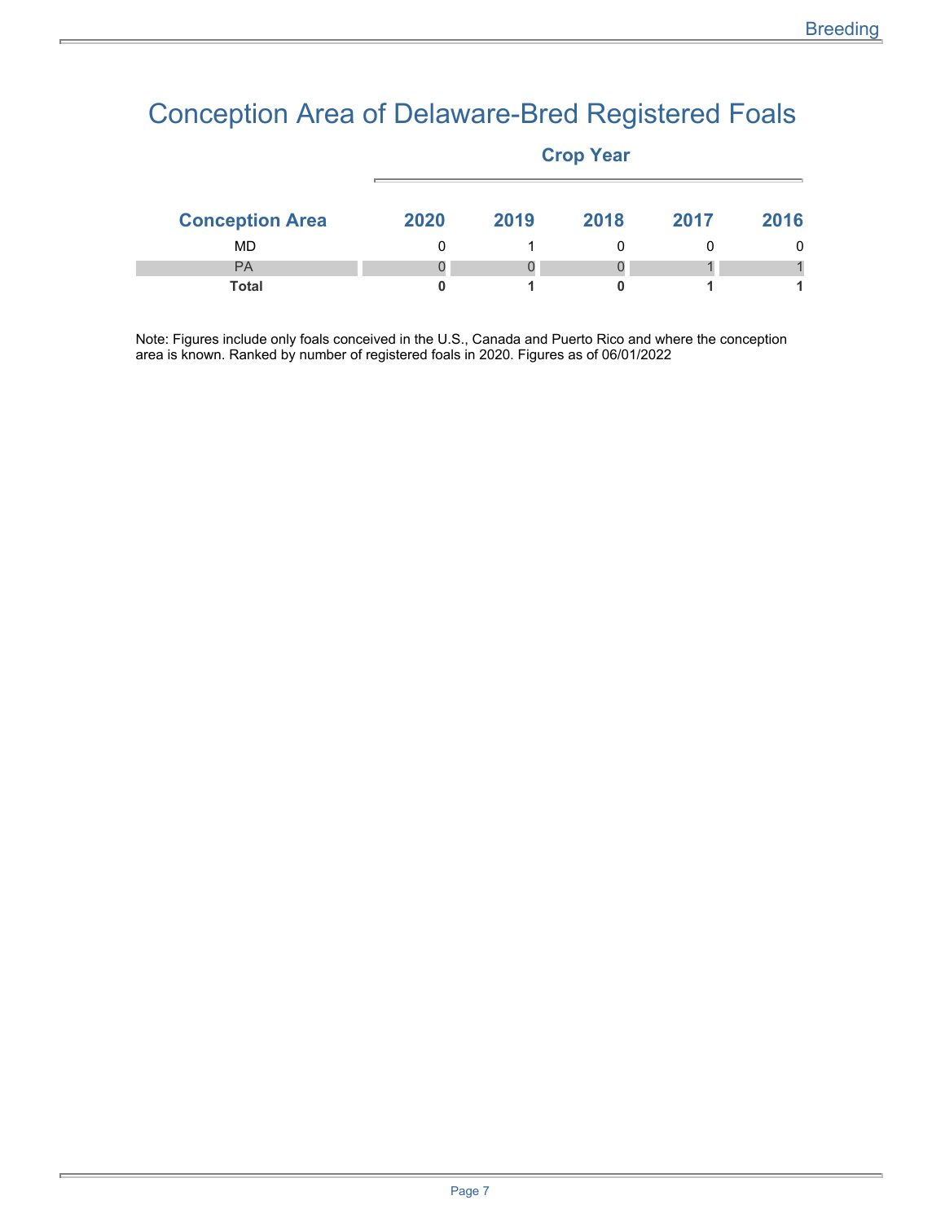# Conception Area of Delaware-Bred Registered Foals

| | Crop Year | | | | |
|---|---|---|---|---|---|
| **Conception Area** | **2020** | **2019** | **2018** | **2017** | **2016** |
| MD | 0 | 1 | 0 | 0 | 0 |
| PA | 0 | 0 | 0 | 1 | 1 |
| **Total** | **0** | **1** | **0** | **1** | **1** |

Note: Figures include only foals conceived in the U.S., Canada and Puerto Rico and where the conception area is known. Ranked by number of registered foals in 2020. Figures as of 06/01/2022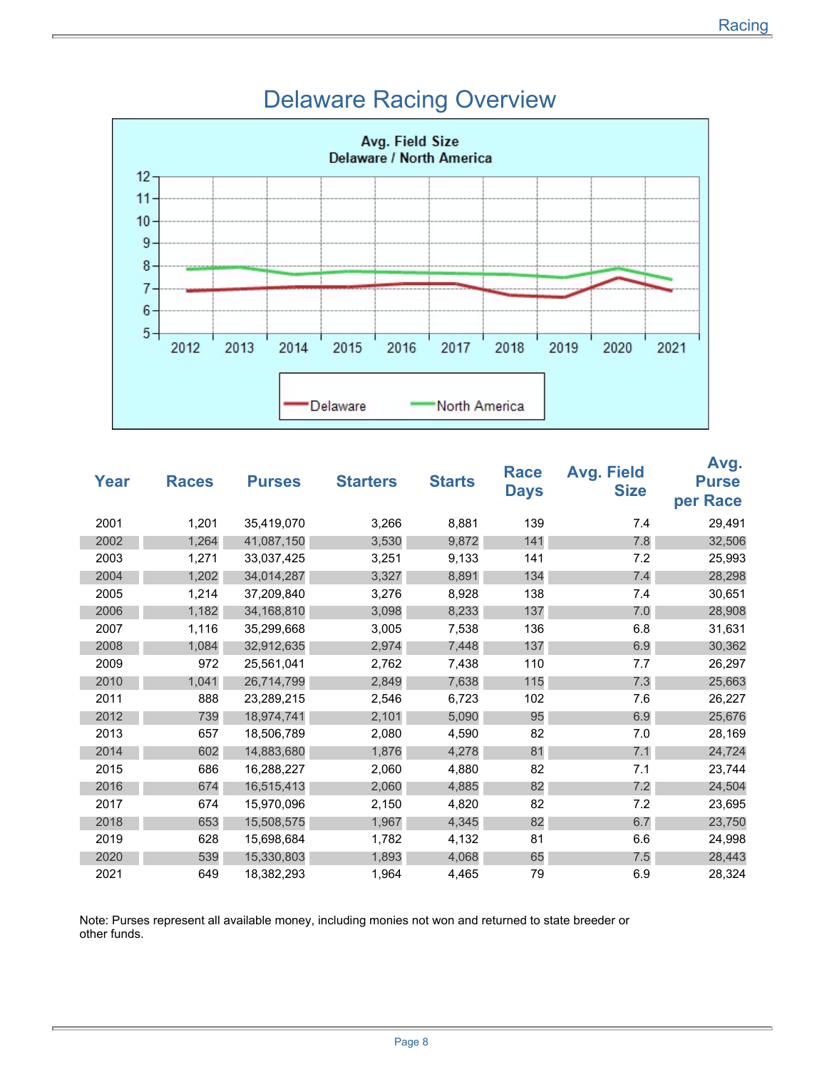# Delaware Racing Overview

Avg. Field Size
Delaware / North America

| Year | Races | Purses | Starters | Starts | Race Days | Avg. Field Size | Avg. Purse per Race |
|---|---|---|---|---|---|---|---|
| 2001 | 1,201 | 35,419,070 | 3,266 | 8,881 | 139 | 7.4 | 29,491 |
| 2002 | 1,264 | 41,087,150 | 3,530 | 9,872 | 141 | 7.8 | 32,506 |
| 2003 | 1,271 | 33,037,425 | 3,251 | 9,133 | 141 | 7.2 | 25,993 |
| 2004 | 1,202 | 34,014,287 | 3,327 | 8,891 | 134 | 7.4 | 28,298 |
| 2005 | 1,214 | 37,209,840 | 3,276 | 8,928 | 138 | 7.4 | 30,651 |
| 2006 | 1,182 | 34,168,810 | 3,098 | 8,233 | 137 | 7.0 | 28,908 |
| 2007 | 1,116 | 35,299,668 | 3,005 | 7,538 | 136 | 6.8 | 31,631 |
| 2008 | 1,084 | 32,912,635 | 2,974 | 7,448 | 137 | 6.9 | 30,362 |
| 2009 | 972 | 25,561,041 | 2,762 | 7,438 | 110 | 7.7 | 26,297 |
| 2010 | 1,041 | 26,714,799 | 2,849 | 7,638 | 115 | 7.3 | 25,663 |
| 2011 | 888 | 23,289,215 | 2,546 | 6,723 | 102 | 7.6 | 26,227 |
| 2012 | 739 | 18,974,741 | 2,101 | 5,090 | 95 | 6.9 | 25,676 |
| 2013 | 657 | 18,506,789 | 2,080 | 4,590 | 82 | 7.0 | 28,169 |
| 2014 | 602 | 14,883,680 | 1,876 | 4,278 | 81 | 7.1 | 24,724 |
| 2015 | 686 | 16,288,227 | 2,060 | 4,880 | 82 | 7.1 | 23,744 |
| 2016 | 674 | 16,515,413 | 2,060 | 4,885 | 82 | 7.2 | 24,504 |
| 2017 | 674 | 15,970,096 | 2,150 | 4,820 | 82 | 7.2 | 23,695 |
| 2018 | 653 | 15,508,575 | 1,967 | 4,345 | 82 | 6.7 | 23,750 |
| 2019 | 628 | 15,698,684 | 1,782 | 4,132 | 81 | 6.6 | 24,998 |
| 2020 | 539 | 15,330,803 | 1,893 | 4,068 | 65 | 7.5 | 28,443 |
| 2021 | 649 | 18,382,293 | 1,964 | 4,465 | 79 | 6.9 | 28,324 |

Note: Purses represent all available money, including monies not won and returned to state breeder or other funds.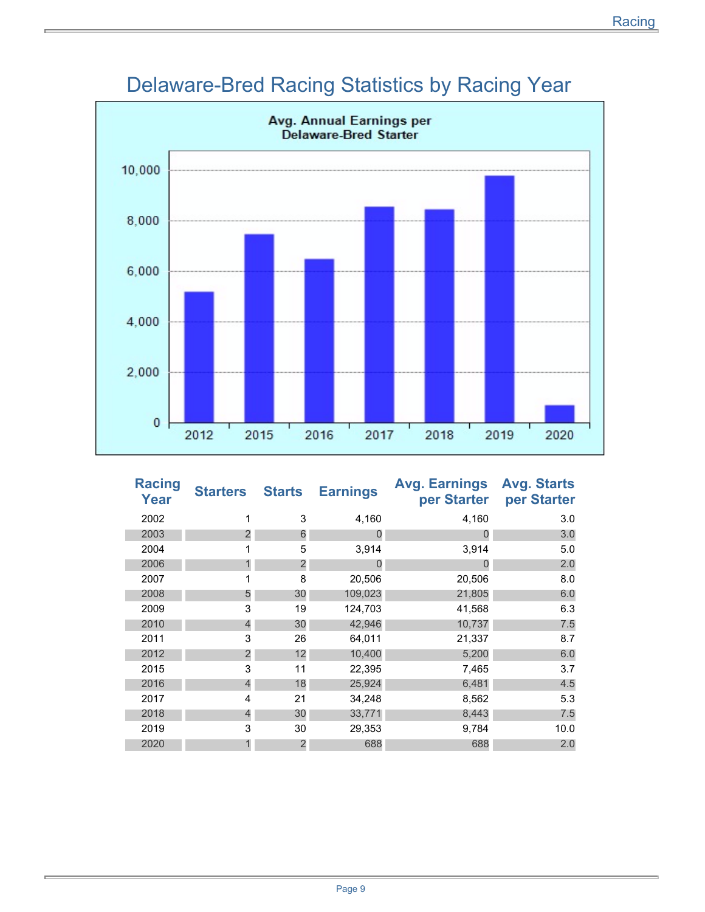# Delaware-Bred Racing Statistics by Racing Year

Avg. Annual Earnings per Delaware-Bred Starter

| Racing Year | Starters | Starts | Earnings | Avg. Earnings per Starter | Avg. Starts per Starter |
|---|---|---|---|---|---|
| 2002 | 1 | 3 | 4,160 | 4,160 | 3.0 |
| 2003 | 2 | 6 | 0 | 0 | 3.0 |
| 2004 | 1 | 5 | 3,914 | 3,914 | 5.0 |
| 2006 | 1 | 2 | 0 | 0 | 2.0 |
| 2007 | 1 | 8 | 20,506 | 20,506 | 8.0 |
| 2008 | 5 | 30 | 109,023 | 21,805 | 6.0 |
| 2009 | 3 | 19 | 124,703 | 41,568 | 6.3 |
| 2010 | 4 | 30 | 42,946 | 10,737 | 7.5 |
| 2011 | 3 | 26 | 64,011 | 21,337 | 8.7 |
| 2012 | 2 | 12 | 10,400 | 5,200 | 6.0 |
| 2015 | 3 | 11 | 22,395 | 7,465 | 3.7 |
| 2016 | 4 | 18 | 25,924 | 6,481 | 4.5 |
| 2017 | 4 | 21 | 34,248 | 8,562 | 5.3 |
| 2018 | 4 | 30 | 33,771 | 8,443 | 7.5 |
| 2019 | 3 | 30 | 29,353 | 9,784 | 10.0 |
| 2020 | 1 | 2 | 688 | 688 | 2.0 |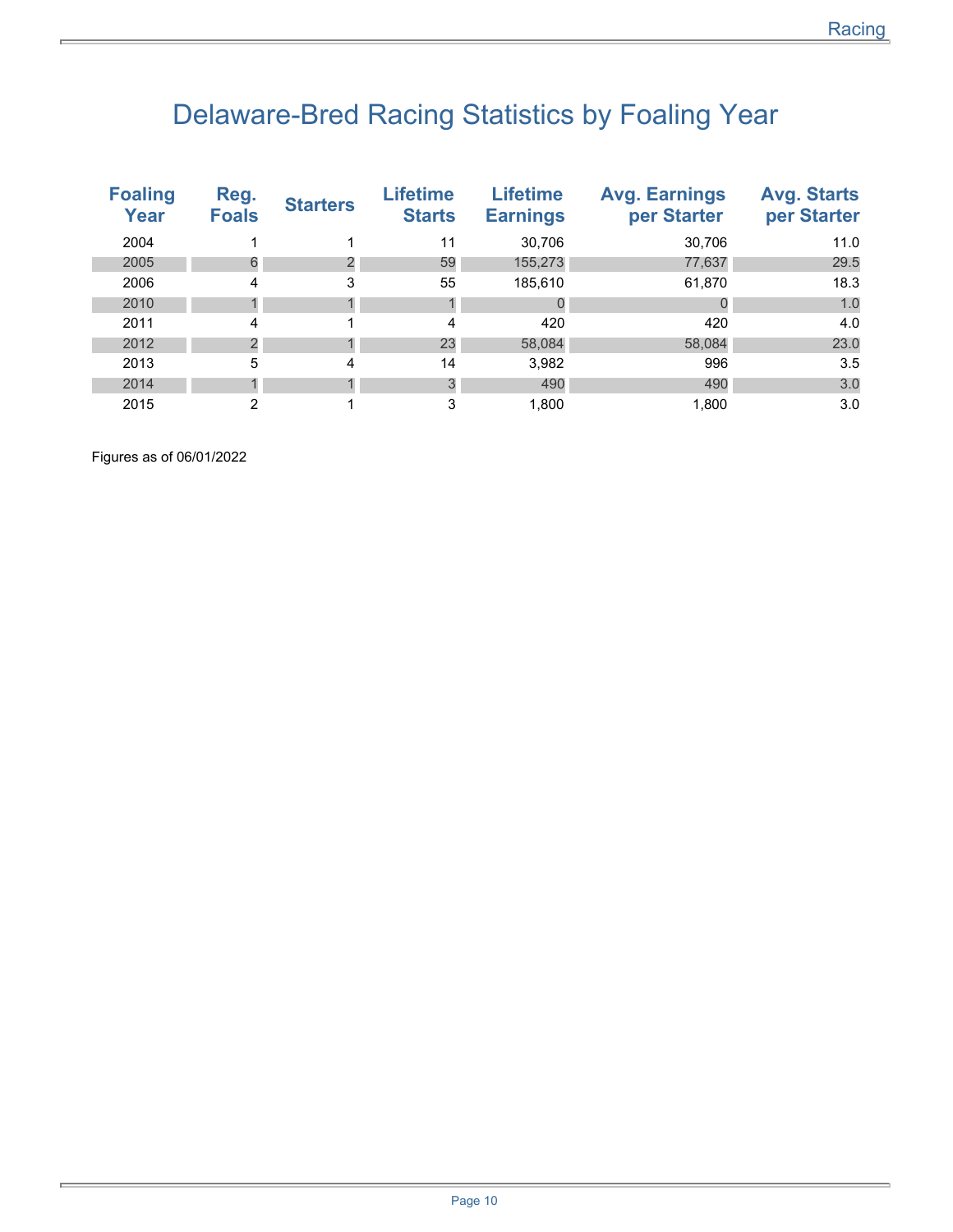# Delaware-Bred Racing Statistics by Foaling Year

| Foaling Year | Reg. Foals | Starters | Lifetime Starts | Lifetime Earnings | Avg. Earnings per Starter | Avg. Starts per Starter |
|---|---|---|---|---|---|---|
| 2004 | 1 | 1 | 11 | 30,706 | 30,706 | 11.0 |
| 2005 | 6 | 2 | 59 | 155,273 | 77,637 | 29.5 |
| 2006 | 4 | 3 | 55 | 185,610 | 61,870 | 18.3 |
| 2010 | 1 | 1 | 1 | 0 | 0 | 1.0 |
| 2011 | 4 | 1 | 4 | 420 | 420 | 4.0 |
| 2012 | 2 | 1 | 23 | 58,084 | 58,084 | 23.0 |
| 2013 | 5 | 4 | 14 | 3,982 | 996 | 3.5 |
| 2014 | 1 | 1 | 3 | 490 | 490 | 3.0 |
| 2015 | 2 | 1 | 3 | 1,800 | 1,800 | 3.0 |

Figures as of 06/01/2022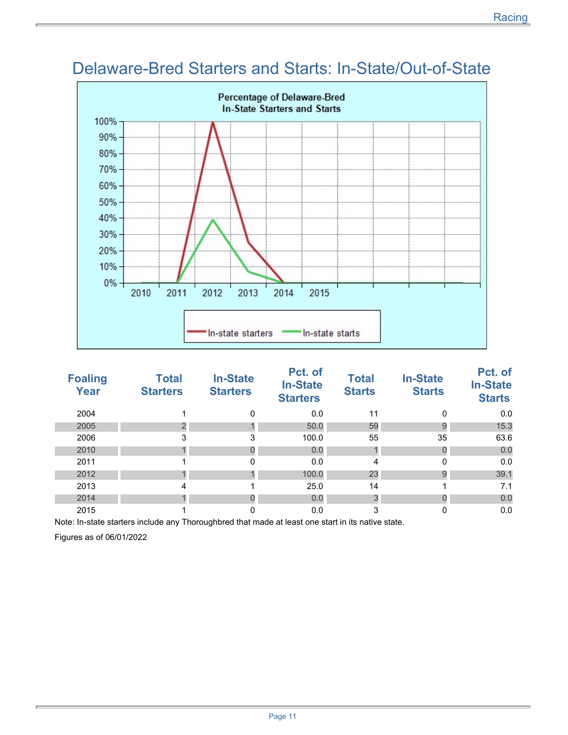# Delaware-Bred Starters and Starts: In-State/Out-of-State

Percentage of Delaware-Bred In-State Starters and Starts

| Foaling Year | Total Starters | In-State Starters | Pct. of In-State Starters | Total Starts | In-State Starts | Pct. of In-State Starts |
|---|---|---|---|---|---|---|
| 2004 | 1 | 0 | 0.0 | 11 | 0 | 0.0 |
| 2005 | 2 | 1 | 50.0 | 59 | 9 | 15.3 |
| 2006 | 3 | 3 | 100.0 | 55 | 35 | 63.6 |
| 2010 | 1 | 0 | 0.0 | 1 | 0 | 0.0 |
| 2011 | 1 | 0 | 0.0 | 4 | 0 | 0.0 |
| 2012 | 1 | 1 | 100.0 | 23 | 9 | 39.1 |
| 2013 | 4 | 1 | 25.0 | 14 | 1 | 7.1 |
| 2014 | 1 | 0 | 0.0 | 3 | 0 | 0.0 |
| 2015 | 1 | 0 | 0.0 | 3 | 0 | 0.0 |

Note: In-state starters include any Thoroughbred that made at least one start in its native state.

Figures as of 06/01/2022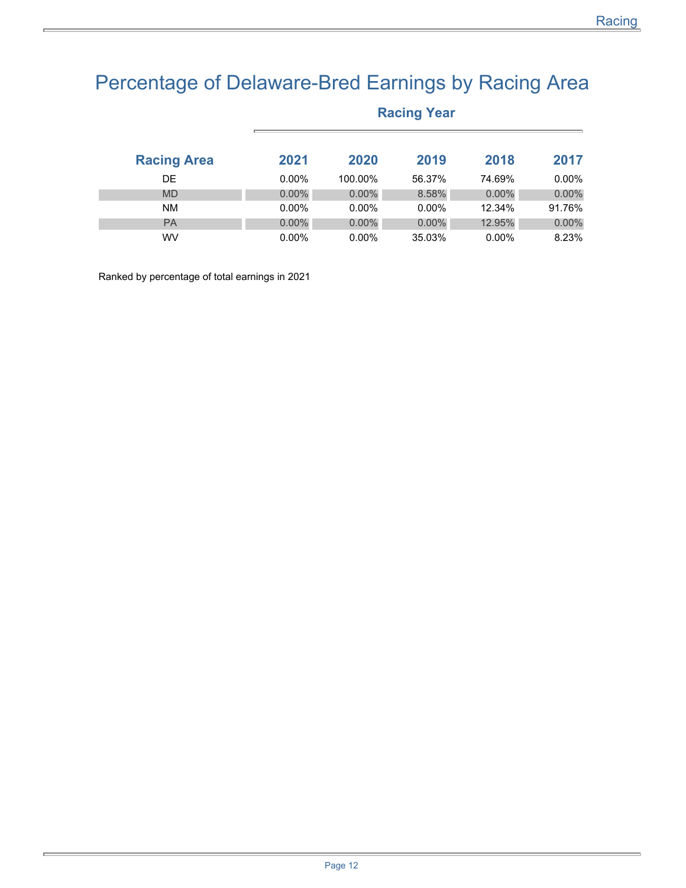# Percentage of Delaware-Bred Earnings by Racing Area

| Racing Area | Racing Year | | | | |
|---|---|---|---|---|---|
| | 2021 | 2020 | 2019 | 2018 | 2017 |
| DE | 0.00% | 100.00% | 56.37% | 74.69% | 0.00% |
| MD | 0.00% | 0.00% | 8.58% | 0.00% | 0.00% |
| NM | 0.00% | 0.00% | 0.00% | 12.34% | 91.76% |
| PA | 0.00% | 0.00% | 0.00% | 12.95% | 0.00% |
| WV | 0.00% | 0.00% | 35.03% | 0.00% | 8.23% |

Ranked by percentage of total earnings in 2021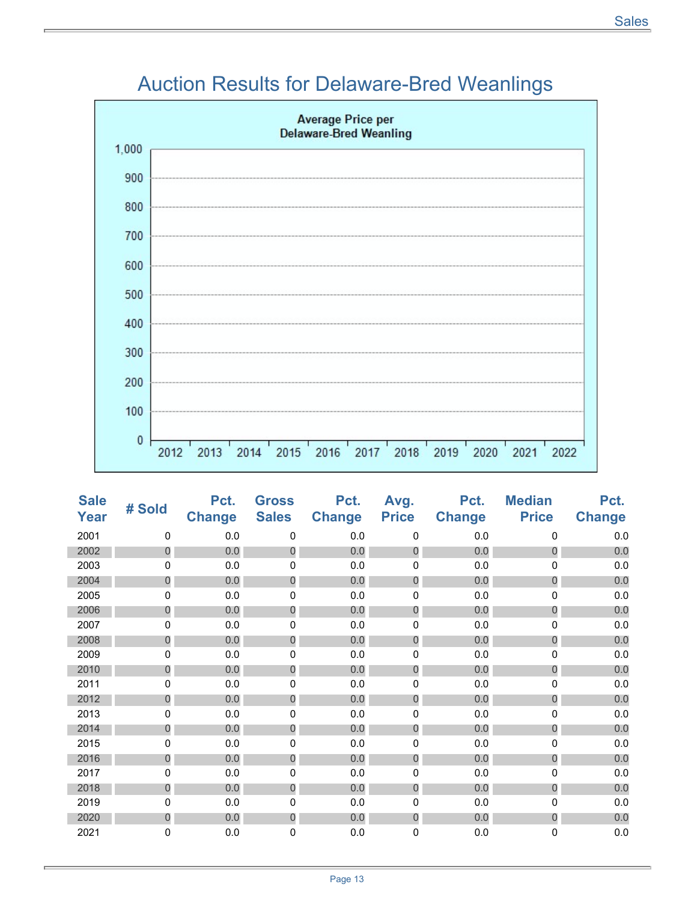# Auction Results for Delaware-Bred Weanlings

Average Price per Delaware-Bred Weanling

| Sale Year | # Sold | Pct. Change | Gross Sales | Pct. Change | Avg. Price | Pct. Change | Median Price | Pct. Change |
|---|---|---|---|---|---|---|---|---|
| 2001 | 0 | 0.0 | 0 | 0.0 | 0 | 0.0 | 0 | 0.0 |
| 2002 | 0 | 0.0 | 0 | 0.0 | 0 | 0.0 | 0 | 0.0 |
| 2003 | 0 | 0.0 | 0 | 0.0 | 0 | 0.0 | 0 | 0.0 |
| 2004 | 0 | 0.0 | 0 | 0.0 | 0 | 0.0 | 0 | 0.0 |
| 2005 | 0 | 0.0 | 0 | 0.0 | 0 | 0.0 | 0 | 0.0 |
| 2006 | 0 | 0.0 | 0 | 0.0 | 0 | 0.0 | 0 | 0.0 |
| 2007 | 0 | 0.0 | 0 | 0.0 | 0 | 0.0 | 0 | 0.0 |
| 2008 | 0 | 0.0 | 0 | 0.0 | 0 | 0.0 | 0 | 0.0 |
| 2009 | 0 | 0.0 | 0 | 0.0 | 0 | 0.0 | 0 | 0.0 |
| 2010 | 0 | 0.0 | 0 | 0.0 | 0 | 0.0 | 0 | 0.0 |
| 2011 | 0 | 0.0 | 0 | 0.0 | 0 | 0.0 | 0 | 0.0 |
| 2012 | 0 | 0.0 | 0 | 0.0 | 0 | 0.0 | 0 | 0.0 |
| 2013 | 0 | 0.0 | 0 | 0.0 | 0 | 0.0 | 0 | 0.0 |
| 2014 | 0 | 0.0 | 0 | 0.0 | 0 | 0.0 | 0 | 0.0 |
| 2015 | 0 | 0.0 | 0 | 0.0 | 0 | 0.0 | 0 | 0.0 |
| 2016 | 0 | 0.0 | 0 | 0.0 | 0 | 0.0 | 0 | 0.0 |
| 2017 | 0 | 0.0 | 0 | 0.0 | 0 | 0.0 | 0 | 0.0 |
| 2018 | 0 | 0.0 | 0 | 0.0 | 0 | 0.0 | 0 | 0.0 |
| 2019 | 0 | 0.0 | 0 | 0.0 | 0 | 0.0 | 0 | 0.0 |
| 2020 | 0 | 0.0 | 0 | 0.0 | 0 | 0.0 | 0 | 0.0 |
| 2021 | 0 | 0.0 | 0 | 0.0 | 0 | 0.0 | 0 | 0.0 |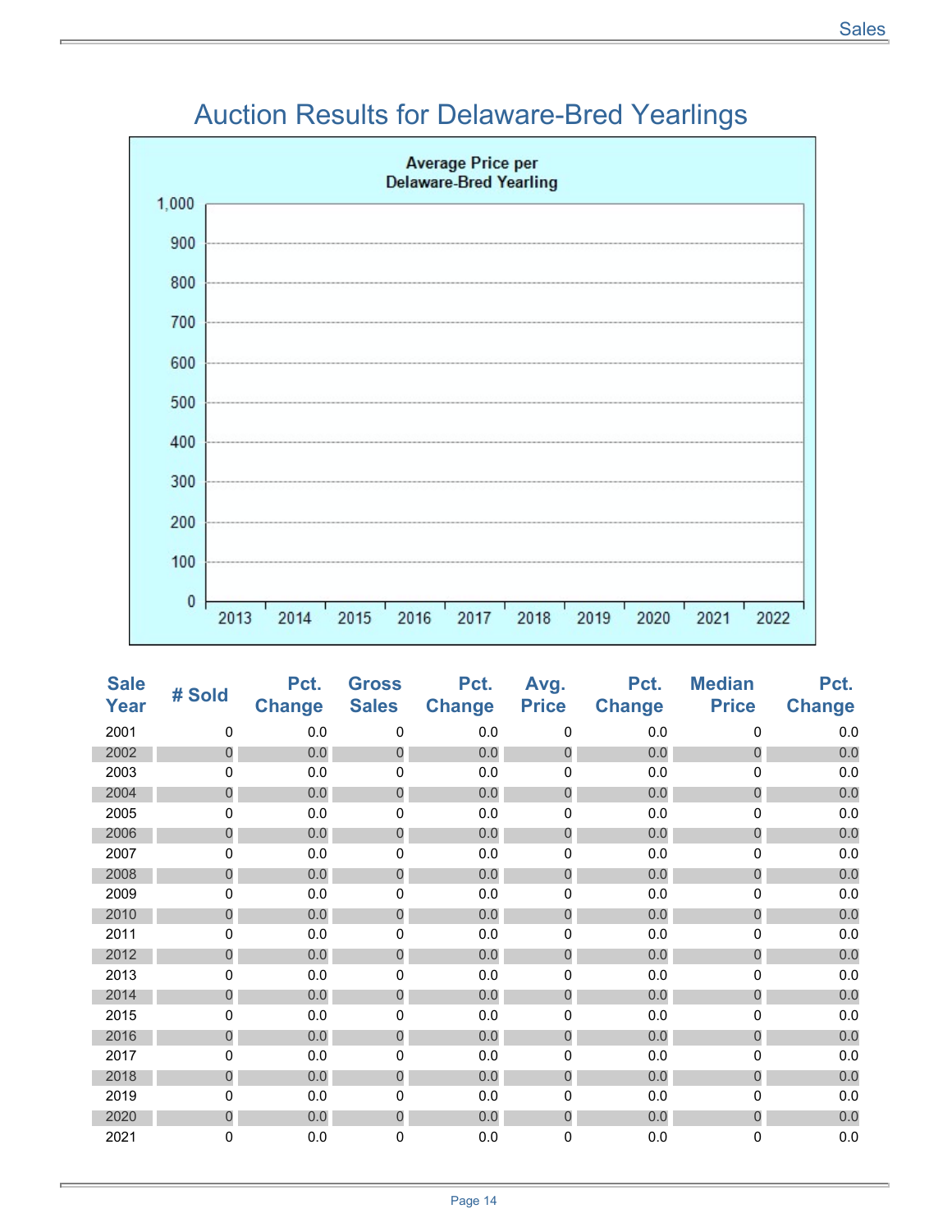# Auction Results for Delaware-Bred Yearlings

Average Price per Delaware-Bred Yearling

1,000
900
800
700
600
500
400
300
200
100
0

2013 2014 2015 2016 2017 2018 2019 2020 2021 2022

| Sale Year | # Sold | Pct. Change | Gross Sales | Pct. Change | Avg. Price | Pct. Change | Median Price | Pct. Change |
|---|---|---|---|---|---|---|---|---|
| 2001 | 0 | 0.0 | 0 | 0.0 | 0 | 0.0 | 0 | 0.0 |
| 2002 | 0 | 0.0 | 0 | 0.0 | 0 | 0.0 | 0 | 0.0 |
| 2003 | 0 | 0.0 | 0 | 0.0 | 0 | 0.0 | 0 | 0.0 |
| 2004 | 0 | 0.0 | 0 | 0.0 | 0 | 0.0 | 0 | 0.0 |
| 2005 | 0 | 0.0 | 0 | 0.0 | 0 | 0.0 | 0 | 0.0 |
| 2006 | 0 | 0.0 | 0 | 0.0 | 0 | 0.0 | 0 | 0.0 |
| 2007 | 0 | 0.0 | 0 | 0.0 | 0 | 0.0 | 0 | 0.0 |
| 2008 | 0 | 0.0 | 0 | 0.0 | 0 | 0.0 | 0 | 0.0 |
| 2009 | 0 | 0.0 | 0 | 0.0 | 0 | 0.0 | 0 | 0.0 |
| 2010 | 0 | 0.0 | 0 | 0.0 | 0 | 0.0 | 0 | 0.0 |
| 2011 | 0 | 0.0 | 0 | 0.0 | 0 | 0.0 | 0 | 0.0 |
| 2012 | 0 | 0.0 | 0 | 0.0 | 0 | 0.0 | 0 | 0.0 |
| 2013 | 0 | 0.0 | 0 | 0.0 | 0 | 0.0 | 0 | 0.0 |
| 2014 | 0 | 0.0 | 0 | 0.0 | 0 | 0.0 | 0 | 0.0 |
| 2015 | 0 | 0.0 | 0 | 0.0 | 0 | 0.0 | 0 | 0.0 |
| 2016 | 0 | 0.0 | 0 | 0.0 | 0 | 0.0 | 0 | 0.0 |
| 2017 | 0 | 0.0 | 0 | 0.0 | 0 | 0.0 | 0 | 0.0 |
| 2018 | 0 | 0.0 | 0 | 0.0 | 0 | 0.0 | 0 | 0.0 |
| 2019 | 0 | 0.0 | 0 | 0.0 | 0 | 0.0 | 0 | 0.0 |
| 2020 | 0 | 0.0 | 0 | 0.0 | 0 | 0.0 | 0 | 0.0 |
| 2021 | 0 | 0.0 | 0 | 0.0 | 0 | 0.0 | 0 | 0.0 |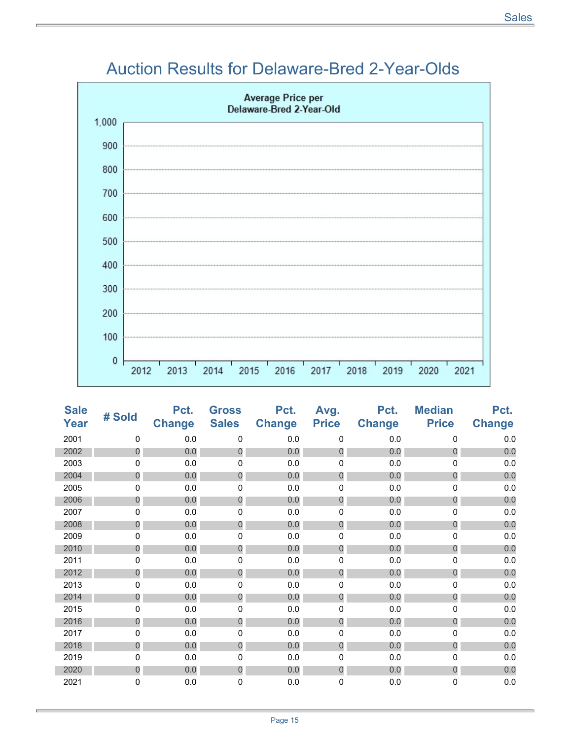# Auction Results for Delaware-Bred 2-Year-Olds

Average Price per
Delaware-Bred 2-Year-Old

1,000
900
800
700
600
500
400
300
200
100
0

2012 2013 2014 2015 2016 2017 2018 2019 2020 2021

| Sale Year | # Sold | Pct. Change | Gross Sales | Pct. Change | Avg. Price | Pct. Change | Median Price | Pct. Change |
|---|---|---|---|---|---|---|---|---|
| 2001 | 0 | 0.0 | 0 | 0.0 | 0 | 0.0 | 0 | 0.0 |
| 2002 | 0 | 0.0 | 0 | 0.0 | 0 | 0.0 | 0 | 0.0 |
| 2003 | 0 | 0.0 | 0 | 0.0 | 0 | 0.0 | 0 | 0.0 |
| 2004 | 0 | 0.0 | 0 | 0.0 | 0 | 0.0 | 0 | 0.0 |
| 2005 | 0 | 0.0 | 0 | 0.0 | 0 | 0.0 | 0 | 0.0 |
| 2006 | 0 | 0.0 | 0 | 0.0 | 0 | 0.0 | 0 | 0.0 |
| 2007 | 0 | 0.0 | 0 | 0.0 | 0 | 0.0 | 0 | 0.0 |
| 2008 | 0 | 0.0 | 0 | 0.0 | 0 | 0.0 | 0 | 0.0 |
| 2009 | 0 | 0.0 | 0 | 0.0 | 0 | 0.0 | 0 | 0.0 |
| 2010 | 0 | 0.0 | 0 | 0.0 | 0 | 0.0 | 0 | 0.0 |
| 2011 | 0 | 0.0 | 0 | 0.0 | 0 | 0.0 | 0 | 0.0 |
| 2012 | 0 | 0.0 | 0 | 0.0 | 0 | 0.0 | 0 | 0.0 |
| 2013 | 0 | 0.0 | 0 | 0.0 | 0 | 0.0 | 0 | 0.0 |
| 2014 | 0 | 0.0 | 0 | 0.0 | 0 | 0.0 | 0 | 0.0 |
| 2015 | 0 | 0.0 | 0 | 0.0 | 0 | 0.0 | 0 | 0.0 |
| 2016 | 0 | 0.0 | 0 | 0.0 | 0 | 0.0 | 0 | 0.0 |
| 2017 | 0 | 0.0 | 0 | 0.0 | 0 | 0.0 | 0 | 0.0 |
| 2018 | 0 | 0.0 | 0 | 0.0 | 0 | 0.0 | 0 | 0.0 |
| 2019 | 0 | 0.0 | 0 | 0.0 | 0 | 0.0 | 0 | 0.0 |
| 2020 | 0 | 0.0 | 0 | 0.0 | 0 | 0.0 | 0 | 0.0 |
| 2021 | 0 | 0.0 | 0 | 0.0 | 0 | 0.0 | 0 | 0.0 |